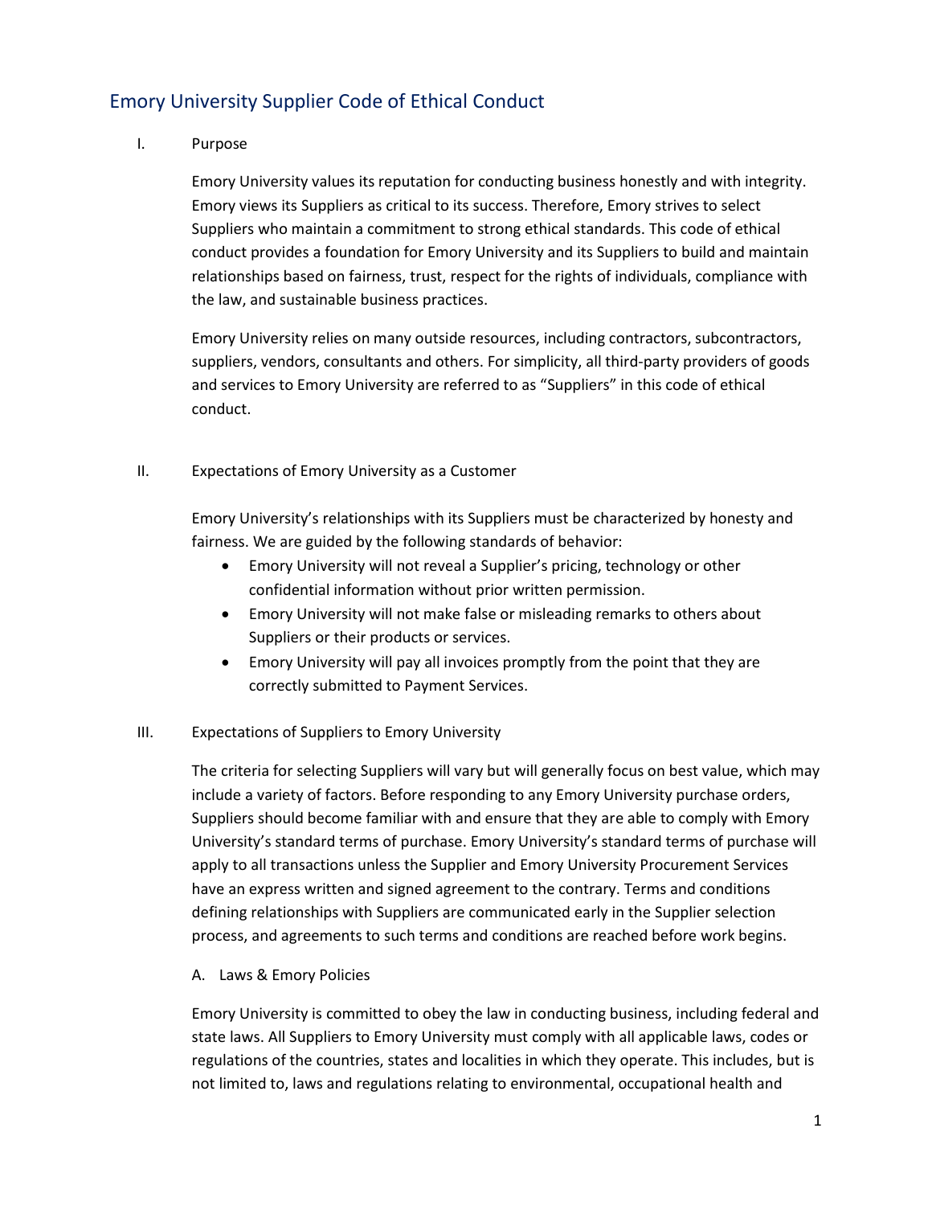# Emory University Supplier Code of Ethical Conduct

## I. Purpose

Emory University values its reputation for conducting business honestly and with integrity. Emory views its Suppliers as critical to its success. Therefore, Emory strives to select Suppliers who maintain a commitment to strong ethical standards. This code of ethical conduct provides a foundation for Emory University and its Suppliers to build and maintain relationships based on fairness, trust, respect for the rights of individuals, compliance with the law, and sustainable business practices.

Emory University relies on many outside resources, including contractors, subcontractors, suppliers, vendors, consultants and others. For simplicity, all third-party providers of goods and services to Emory University are referred to as "Suppliers" in this code of ethical conduct.

## II. Expectations of Emory University as a Customer

Emory University's relationships with its Suppliers must be characterized by honesty and fairness. We are guided by the following standards of behavior:

- Emory University will not reveal a Supplier's pricing, technology or other confidential information without prior written permission.
- Emory University will not make false or misleading remarks to others about Suppliers or their products or services.
- Emory University will pay all invoices promptly from the point that they are correctly submitted to Payment Services.

## III. Expectations of Suppliers to Emory University

The criteria for selecting Suppliers will vary but will generally focus on best value, which may include a variety of factors. Before responding to any Emory University purchase orders, Suppliers should become familiar with and ensure that they are able to comply with Emory University's standard terms of purchase. Emory University's standard terms of purchase will apply to all transactions unless the Supplier and Emory University Procurement Services have an express written and signed agreement to the contrary. Terms and conditions defining relationships with Suppliers are communicated early in the Supplier selection process, and agreements to such terms and conditions are reached before work begins.

### A. Laws & Emory Policies

Emory University is committed to obey the law in conducting business, including federal and state laws. All Suppliers to Emory University must comply with all applicable laws, codes or regulations of the countries, states and localities in which they operate. This includes, but is not limited to, laws and regulations relating to environmental, occupational health and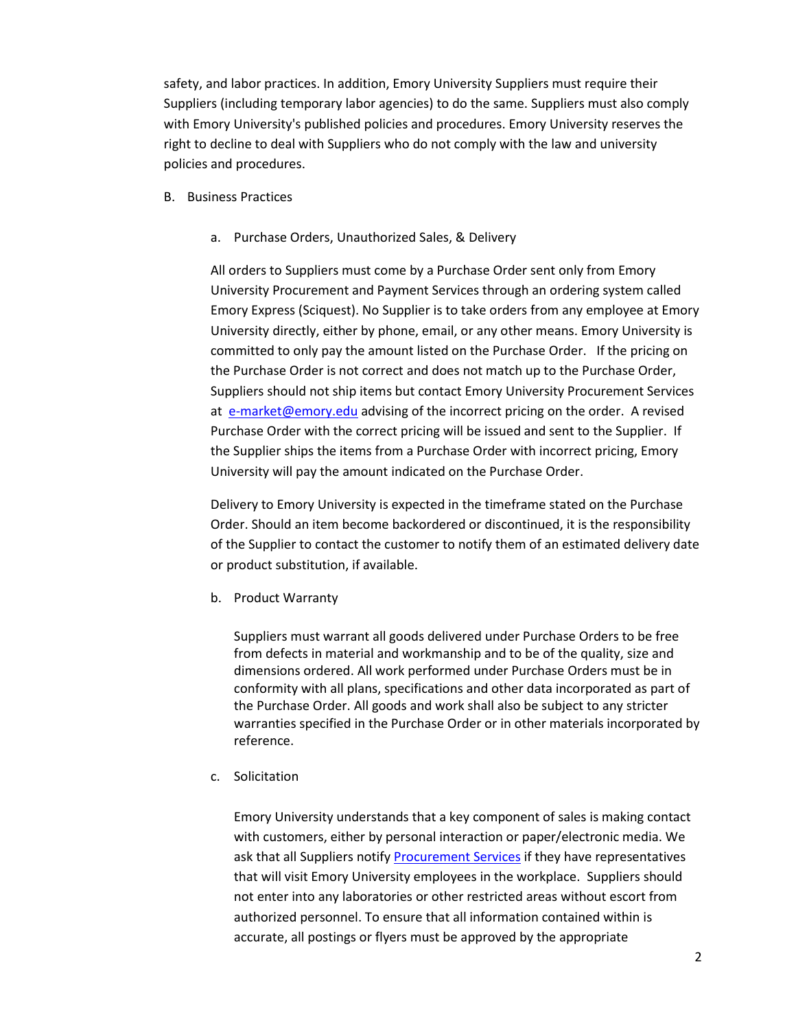safety, and labor practices. In addition, Emory University Suppliers must require their Suppliers (including temporary labor agencies) to do the same. Suppliers must also comply with Emory University's published policies and procedures. Emory University reserves the right to decline to deal with Suppliers who do not comply with the law and university policies and procedures.

B. Business Practices

a. Purchase Orders, Unauthorized Sales, & Delivery

All orders to Suppliers must come by a Purchase Order sent only from Emory University Procurement and Payment Services through an ordering system called Emory Express (Sciquest). No Supplier is to take orders from any employee at Emory University directly, either by phone, email, or any other means. Emory University is committed to only pay the amount listed on the Purchase Order. If the pricing on the Purchase Order is not correct and does not match up to the Purchase Order, Suppliers should not ship items but contact Emory University Procurement Services at [e-market@emory.edu](mailto:e-market@emory.edu) advising of the incorrect pricing on the order. A revised Purchase Order with the correct pricing will be issued and sent to the Supplier. If the Supplier ships the items from a Purchase Order with incorrect pricing, Emory University will pay the amount indicated on the Purchase Order.

Delivery to Emory University is expected in the timeframe stated on the Purchase Order. Should an item become backordered or discontinued, it is the responsibility of the Supplier to contact the customer to notify them of an estimated delivery date or product substitution, if available.

b. Product Warranty

Suppliers must warrant all goods delivered under Purchase Orders to be free from defects in material and workmanship and to be of the quality, size and dimensions ordered. All work performed under Purchase Orders must be in conformity with all plans, specifications and other data incorporated as part of the Purchase Order. All goods and work shall also be subject to any stricter warranties specified in the Purchase Order or in other materials incorporated by reference.

c. Solicitation

Emory University understands that a key component of sales is making contact with customers, either by personal interaction or paper/electronic media. We ask that all Suppliers notify Procurement Services if they have representatives that will visit Emory University employees in the workplace. Suppliers should not enter into any laboratories or other restricted areas without escort from authorized personnel. To ensure that all information contained within is accurate, all postings or flyers must be approved by the appropriate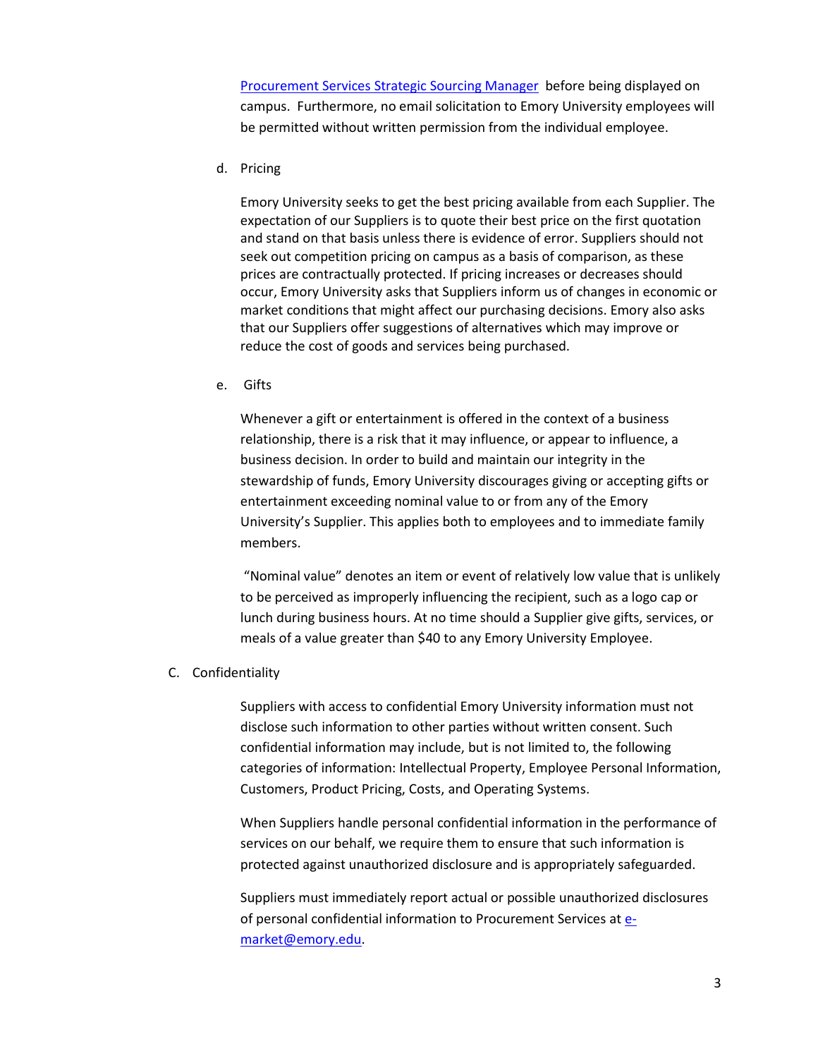[Procurement Services Strategic Sourcing Manager](Procurement Services Strategic Sourcing Manager) before being displayed on campus. Furthermore, no email solicitation to Emory University employees will be permitted without written permission from the individual employee.

d. Pricing

Emory University seeks to get the best pricing available from each Supplier. The expectation of our Suppliers is to quote their best price on the first quotation and stand on that basis unless there is evidence of error. Suppliers should not seek out competition pricing on campus as a basis of comparison, as these prices are contractually protected. If pricing increases or decreases should occur, Emory University asks that Suppliers inform us of changes in economic or market conditions that might affect our purchasing decisions. Emory also asks that our Suppliers offer suggestions of alternatives which may improve or reduce the cost of goods and services being purchased.

e. Gifts

Whenever a gift or entertainment is offered in the context of a business relationship, there is a risk that it may influence, or appear to influence, a business decision. In order to build and maintain our integrity in the stewardship of funds, Emory University discourages giving or accepting gifts or entertainment exceeding nominal value to or from any of the Emory University's Supplier. This applies both to employees and to immediate family members.

"Nominal value" denotes an item or event of relatively low value that is unlikely to be perceived as improperly influencing the recipient, such as a logo cap or lunch during business hours. At no time should a Supplier give gifts, services, or meals of a value greater than $40 to any Emory University Employee.

C. Confidentiality

Suppliers with access to confidential Emory University information must not disclose such information to other parties without written consent. Such confidential information may include, but is not limited to, the following categories of information: Intellectual Property, Employee Personal Information, Customers, Product Pricing, Costs, and Operating Systems.

When Suppliers handle personal confidential information in the performance of services on our behalf, we require them to ensure that such information is protected against unauthorized disclosure and is appropriately safeguarded.

Suppliers must immediately report actual or possible unauthorized disclosures of personal confidential information to Procurement Services at [e-market@emory.edu](mailto:e-market@emory.edu).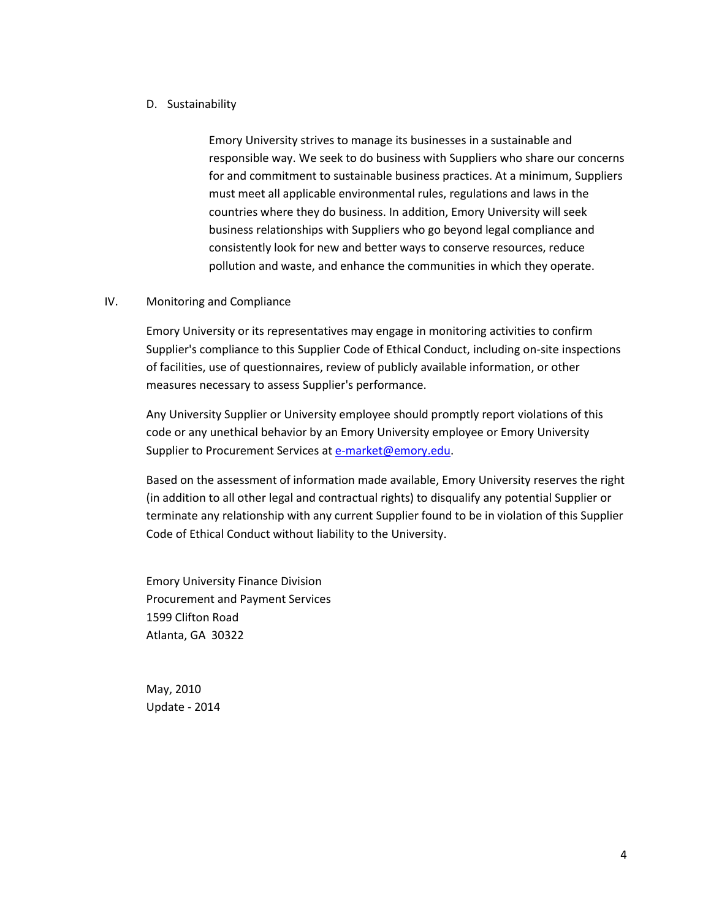### D. Sustainability

Emory University strives to manage its businesses in a sustainable and responsible way. We seek to do business with Suppliers who share our concerns for and commitment to sustainable business practices. At a minimum, Suppliers must meet all applicable environmental rules, regulations and laws in the countries where they do business. In addition, Emory University will seek business relationships with Suppliers who go beyond legal compliance and consistently look for new and better ways to conserve resources, reduce pollution and waste, and enhance the communities in which they operate.

## IV. Monitoring and Compliance

Emory University or its representatives may engage in monitoring activities to confirm Supplier's compliance to this Supplier Code of Ethical Conduct, including on-site inspections of facilities, use of questionnaires, review of publicly available information, or other measures necessary to assess Supplier's performance.

Any University Supplier or University employee should promptly report violations of this code or any unethical behavior by an Emory University employee or Emory University Supplier to Procurement Services at e-market@emory.edu.

Based on the assessment of information made available, Emory University reserves the right (in addition to all other legal and contractual rights) to disqualify any potential Supplier or terminate any relationship with any current Supplier found to be in violation of this Supplier Code of Ethical Conduct without liability to the University.

Emory University Finance Division
Procurement and Payment Services
1599 Clifton Road
Atlanta, GA 30322

May, 2010
Update - 2014